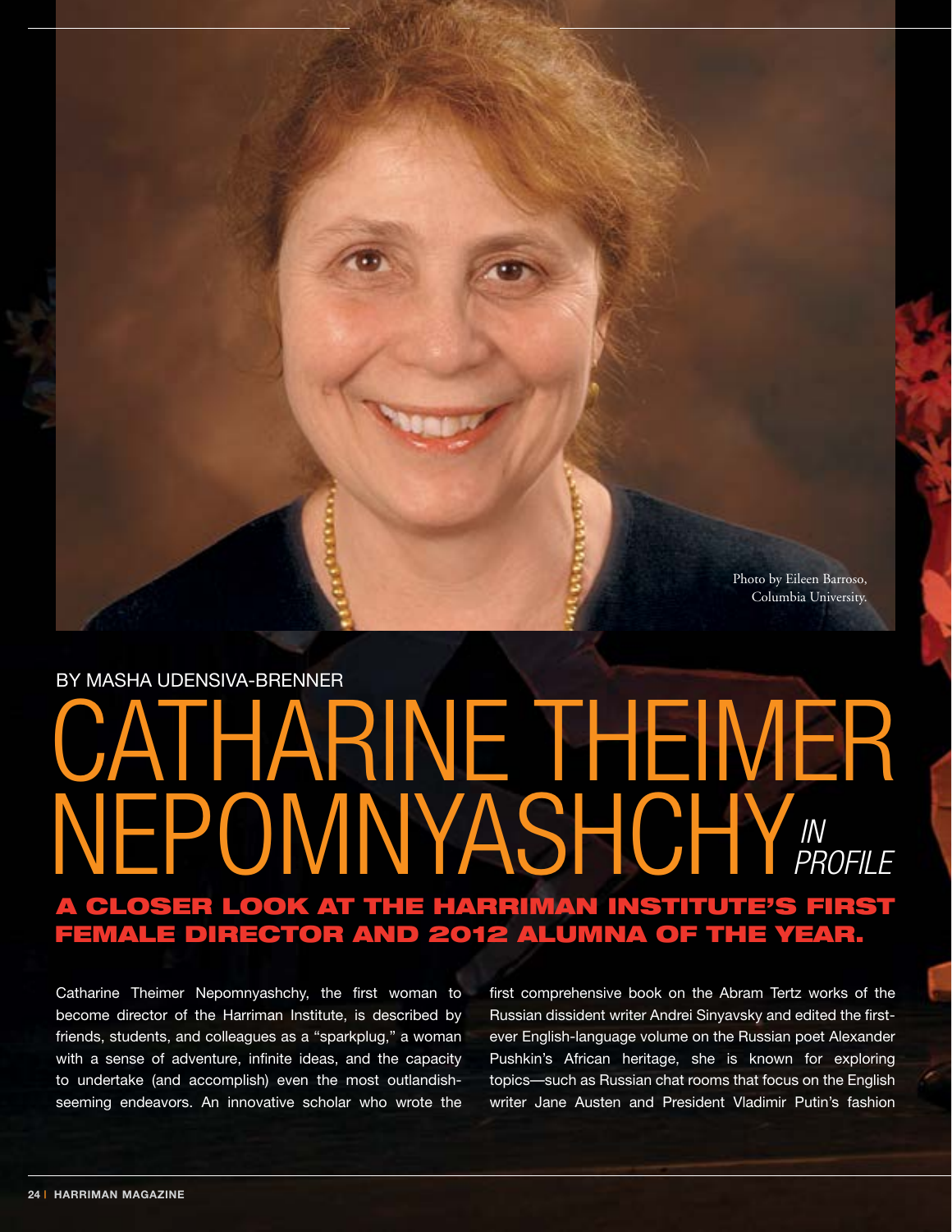Photo by Eileen Barroso, Columbia University.

BY MASHA UDENSIVA-BRENNER

# CATHARINE THEIMER NEPOMNYASHCHY *IN PROFILE*

## A CLOSER LOOK AT THE HARRIMAN INSTITUTE'S FIRST FEMALE DIRECTOR AND 2012 ALUMNA OF THE YEAR.

Catharine Theimer Nepomnyashchy, the first woman to become director of the Harriman Institute, is described by friends, students, and colleagues as a "sparkplug," a woman with a sense of adventure, infinite ideas, and the capacity to undertake (and accomplish) even the most outlandish-seeming endeavors. An innovative scholar who wrote the first comprehensive book on the Abram Tertz works of the Russian dissident writer Andrei Sinyavsky and edited the first-ever English-language volume on the Russian poet Alexander Pushkin's African heritage, she is known for exploring topics—such as Russian chat rooms that focus on the English writer Jane Austen and President Vladimir Putin's fashion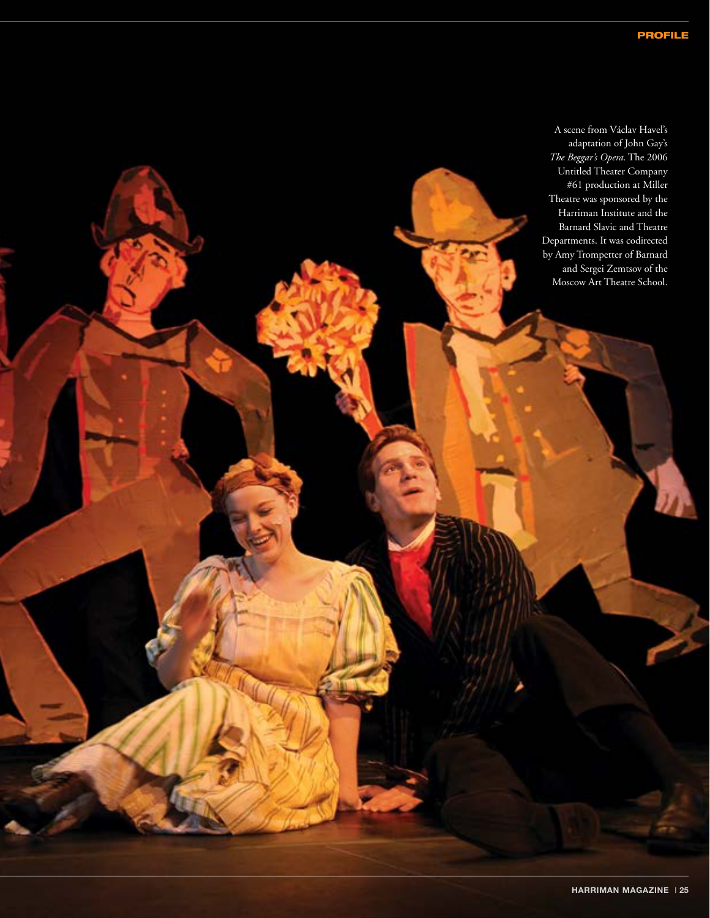A scene from Václav Havel's adaptation of John Gay's *The Beggar's Opera*. The 2006 Untitled Theater Company #61 production at Miller Theatre was sponsored by the Harriman Institute and the Barnard Slavic and Theatre Departments. It was codirected by Amy Trompetter of Barnard and Sergei Zemtsov of the Moscow Art Theatre School.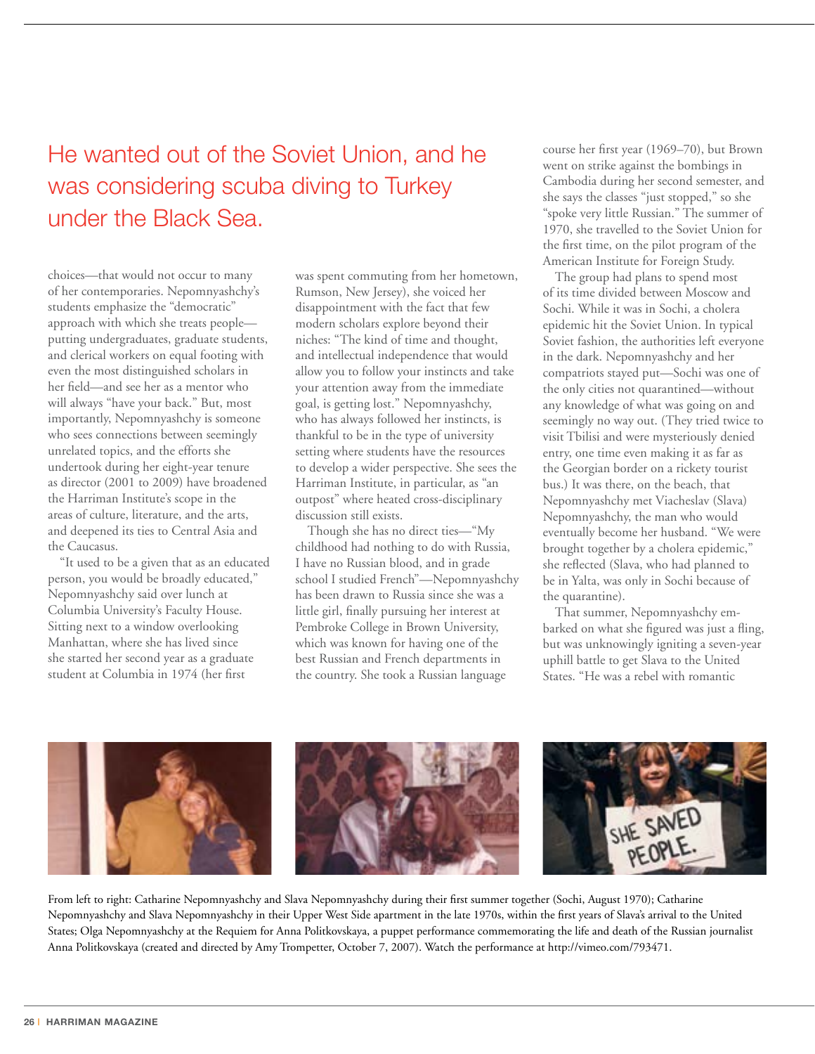He wanted out of the Soviet Union, and he was considering scuba diving to Turkey under the Black Sea.

choices—that would not occur to many of her contemporaries. Nepomnyashchy's students emphasize the "democratic" approach with which she treats people—putting undergraduates, graduate students, and clerical workers on equal footing with even the most distinguished scholars in her field—and see her as a mentor who will always "have your back." But, most importantly, Nepomnyashchy is someone who sees connections between seemingly unrelated topics, and the efforts she undertook during her eight-year tenure as director (2001 to 2009) have broadened the Harriman Institute's scope in the areas of culture, literature, and the arts, and deepened its ties to Central Asia and the Caucasus.

"It used to be a given that as an educated person, you would be broadly educated," Nepomnyashchy said over lunch at Columbia University's Faculty House. Sitting next to a window overlooking Manhattan, where she has lived since she started her second year as a graduate student at Columbia in 1974 (her first was spent commuting from her hometown, Rumson, New Jersey), she voiced her disappointment with the fact that few modern scholars explore beyond their niches: "The kind of time and thought, and intellectual independence that would allow you to follow your instincts and take your attention away from the immediate goal, is getting lost." Nepomnyashchy, who has always followed her instincts, is thankful to be in the type of university setting where students have the resources to develop a wider perspective. She sees the Harriman Institute, in particular, as "an outpost" where heated cross-disciplinary discussion still exists.

Though she has no direct ties—"My childhood had nothing to do with Russia, I have no Russian blood, and in grade school I studied French"—Nepomnyashchy has been drawn to Russia since she was a little girl, finally pursuing her interest at Pembroke College in Brown University, which was known for having one of the best Russian and French departments in the country. She took a Russian language course her first year (1969–70), but Brown went on strike against the bombings in Cambodia during her second semester, and she says the classes "just stopped," so she "spoke very little Russian." The summer of 1970, she travelled to the Soviet Union for the first time, on the pilot program of the American Institute for Foreign Study.

The group had plans to spend most of its time divided between Moscow and Sochi. While it was in Sochi, a cholera epidemic hit the Soviet Union. In typical Soviet fashion, the authorities left everyone in the dark. Nepomnyashchy and her compatriots stayed put—Sochi was one of the only cities not quarantined—without any knowledge of what was going on and seemingly no way out. (They tried twice to visit Tbilisi and were mysteriously denied entry, one time even making it as far as the Georgian border on a rickety tourist bus.) It was there, on the beach, that Nepomnyashchy met Viacheslav (Slava) Nepomnyashchy, the man who would eventually become her husband. "We were brought together by a cholera epidemic," she reflected (Slava, who had planned to be in Yalta, was only in Sochi because of the quarantine).

That summer, Nepomnyashchy embarked on what she figured was just a fling, but was unknowingly igniting a seven-year uphill battle to get Slava to the United States. "He was a rebel with romantic

From left to right: Catharine Nepomnyashchy and Slava Nepomnyashchy during their first summer together (Sochi, August 1970); Catharine Nepomnyashchy and Slava Nepomnyashchy in their Upper West Side apartment in the late 1970s, within the first years of Slava's arrival to the United States; Olga Nepomnyashchy at the Requiem for Anna Politkovskaya, a puppet performance commemorating the life and death of the Russian journalist Anna Politkovskaya (created and directed by Amy Trompetter, October 7, 2007). Watch the performance at http://vimeo.com/793471.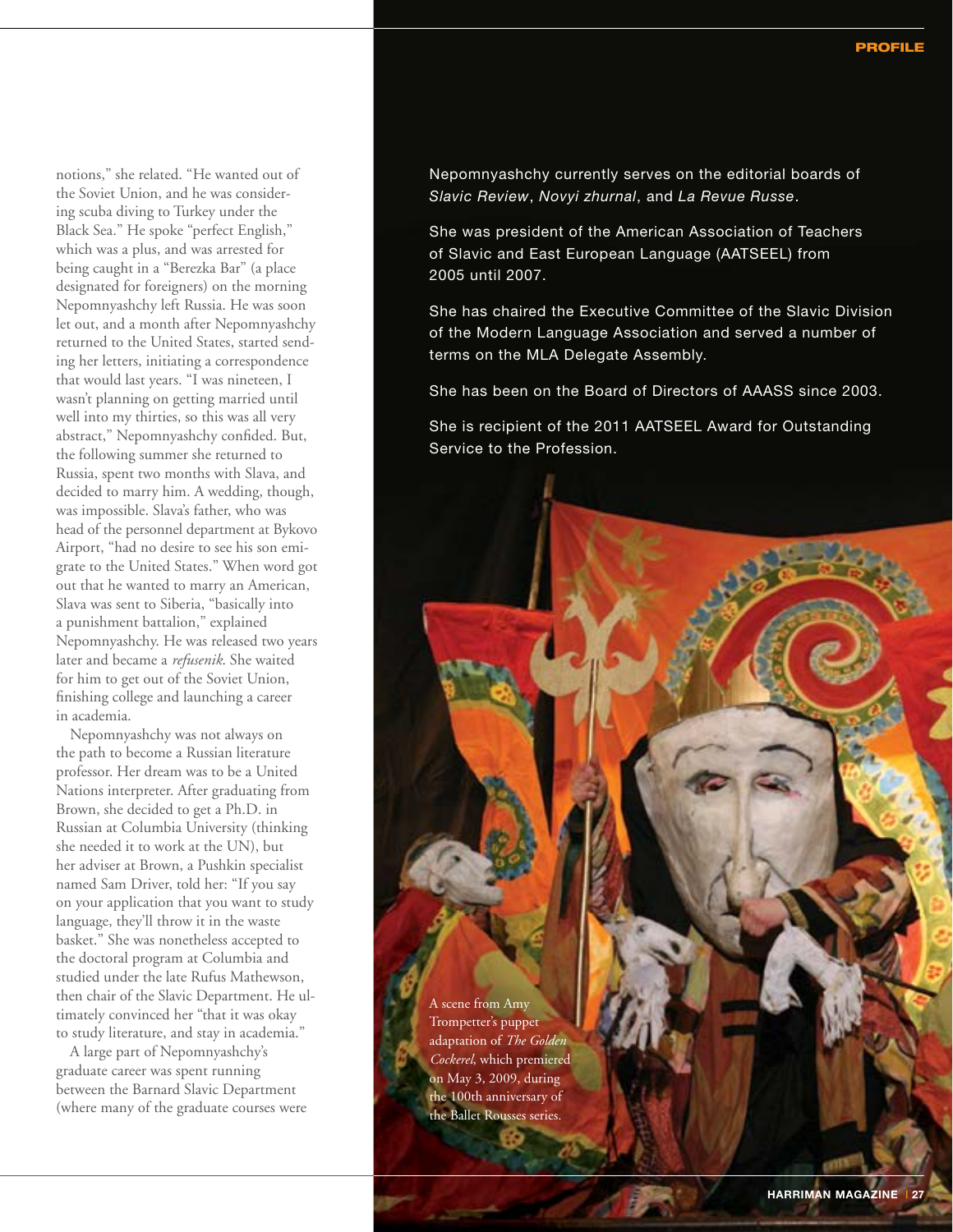notions," she related. "He wanted out of the Soviet Union, and he was considering scuba diving to Turkey under the Black Sea." He spoke "perfect English," which was a plus, and was arrested for being caught in a "Berezka Bar" (a place designated for foreigners) on the morning Nepomnyashchy left Russia. He was soon let out, and a month after Nepomnyashchy returned to the United States, started sending her letters, initiating a correspondence that would last years. "I was nineteen, I wasn't planning on getting married until well into my thirties, so this was all very abstract," Nepomnyashchy confided. But, the following summer she returned to Russia, spent two months with Slava, and decided to marry him. A wedding, though, was impossible. Slava's father, who was head of the personnel department at Bykovo Airport, "had no desire to see his son emigrate to the United States." When word got out that he wanted to marry an American, Slava was sent to Siberia, "basically into a punishment battalion," explained Nepomnyashchy. He was released two years later and became a *refusenik*. She waited for him to get out of the Soviet Union, finishing college and launching a career in academia.

Nepomnyashchy was not always on the path to become a Russian literature professor. Her dream was to be a United Nations interpreter. After graduating from Brown, she decided to get a Ph.D. in Russian at Columbia University (thinking she needed it to work at the UN), but her adviser at Brown, a Pushkin specialist named Sam Driver, told her: "If you say on your application that you want to study language, they'll throw it in the waste basket." She was nonetheless accepted to the doctoral program at Columbia and studied under the late Rufus Mathewson, then chair of the Slavic Department. He ultimately convinced her "that it was okay to study literature, and stay in academia."

A large part of Nepomnyashchy's graduate career was spent running between the Barnard Slavic Department (where many of the graduate courses were

Nepomnyashchy currently serves on the editorial boards of *Slavic Review*, *Novyi zhurnal*, and *La Revue Russe*.

She was president of the American Association of Teachers of Slavic and East European Language (AATSEEL) from 2005 until 2007.

She has chaired the Executive Committee of the Slavic Division of the Modern Language Association and served a number of terms on the MLA Delegate Assembly.

She has been on the Board of Directors of AAASS since 2003.

She is recipient of the 2011 AATSEEL Award for Outstanding Service to the Profession.

A scene from Amy Trompetter's puppet adaptation of *The Golden Cockerel*, which premiered on May 3, 2009, during the 100th anniversary of the Ballet Rousses series.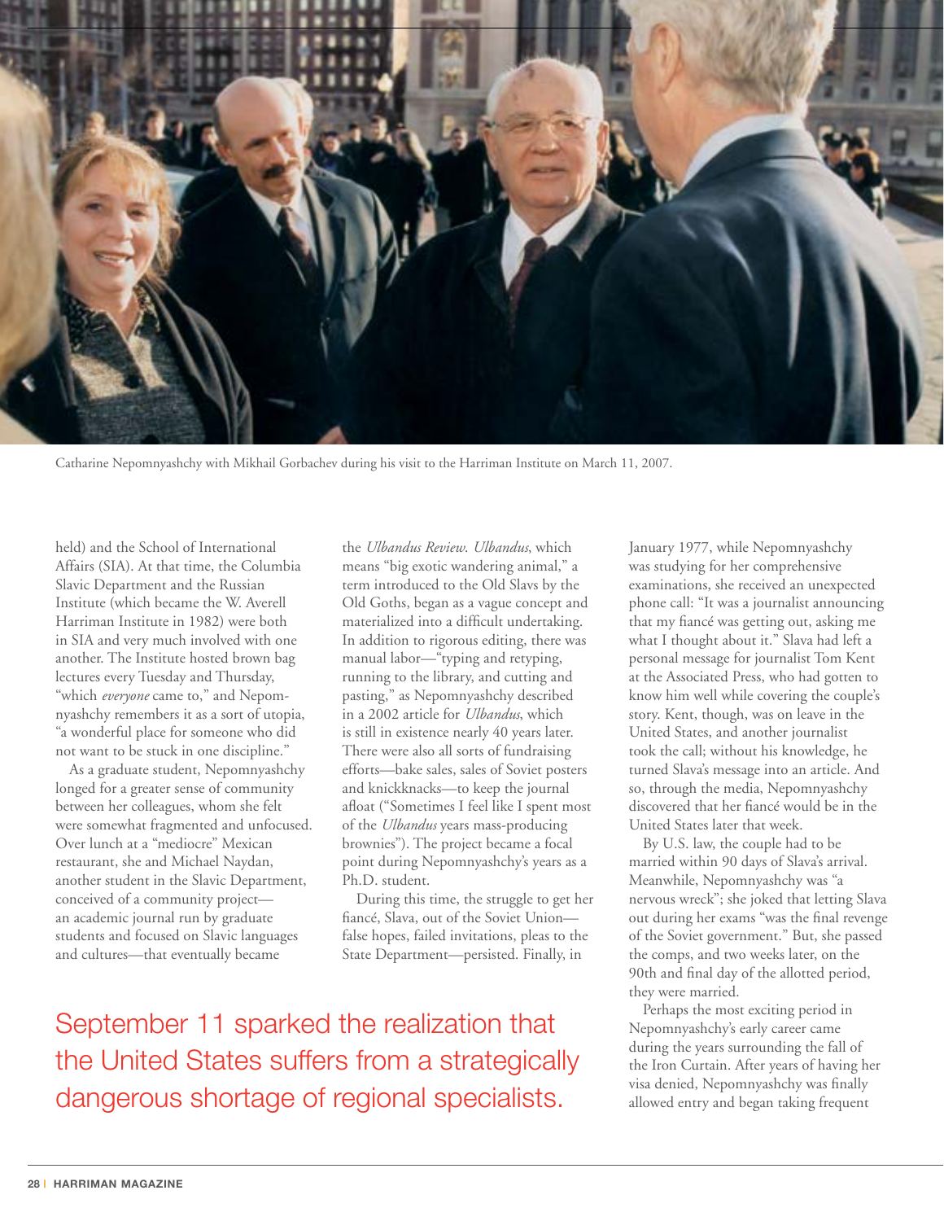Catharine Nepomnyashchy with Mikhail Gorbachev during his visit to the Harriman Institute on March 11, 2007.

held) and the School of International Affairs (SIA). At that time, the Columbia Slavic Department and the Russian Institute (which became the W. Averell Harriman Institute in 1982) were both in SIA and very much involved with one another. The Institute hosted brown bag lectures every Tuesday and Thursday, "which *everyone* came to," and Nepomnyashchy remembers it as a sort of utopia, "a wonderful place for someone who did not want to be stuck in one discipline."

As a graduate student, Nepomnyashchy longed for a greater sense of community between her colleagues, whom she felt were somewhat fragmented and unfocused. Over lunch at a "mediocre" Mexican restaurant, she and Michael Naydan, another student in the Slavic Department, conceived of a community project—an academic journal run by graduate students and focused on Slavic languages and cultures—that eventually became the *Ulbandus Review. Ulbandus*, which means "big exotic wandering animal," a term introduced to the Old Slavs by the Old Goths, began as a vague concept and materialized into a difficult undertaking. In addition to rigorous editing, there was manual labor—"typing and retyping, running to the library, and cutting and pasting," as Nepomnyashchy described in a 2002 article for *Ulbandus*, which is still in existence nearly 40 years later. There were also all sorts of fundraising efforts—bake sales, sales of Soviet posters and knickknacks—to keep the journal afloat ("Sometimes I feel like I spent most of the *Ulbandus* years mass-producing brownies"). The project became a focal point during Nepomnyashchy's years as a Ph.D. student.

During this time, the struggle to get her fiancé, Slava, out of the Soviet Union—false hopes, failed invitations, pleas to the State Department—persisted. Finally, in January 1977, while Nepomnyashchy was studying for her comprehensive examinations, she received an unexpected phone call: "It was a journalist announcing that my fiancé was getting out, asking me what I thought about it." Slava had left a personal message for journalist Tom Kent at the Associated Press, who had gotten to know him well while covering the couple's story. Kent, though, was on leave in the United States, and another journalist took the call; without his knowledge, he turned Slava's message into an article. And so, through the media, Nepomnyashchy discovered that her fiancé would be in the United States later that week.

By U.S. law, the couple had to be married within 90 days of Slava's arrival. Meanwhile, Nepomnyashchy was "a nervous wreck"; she joked that letting Slava out during her exams "was the final revenge of the Soviet government." But, she passed the comps, and two weeks later, on the 90th and final day of the allotted period, they were married.

Perhaps the most exciting period in Nepomnyashchy's early career came during the years surrounding the fall of the Iron Curtain. After years of having her visa denied, Nepomnyashchy was finally allowed entry and began taking frequent

September 11 sparked the realization that the United States suffers from a strategically dangerous shortage of regional specialists.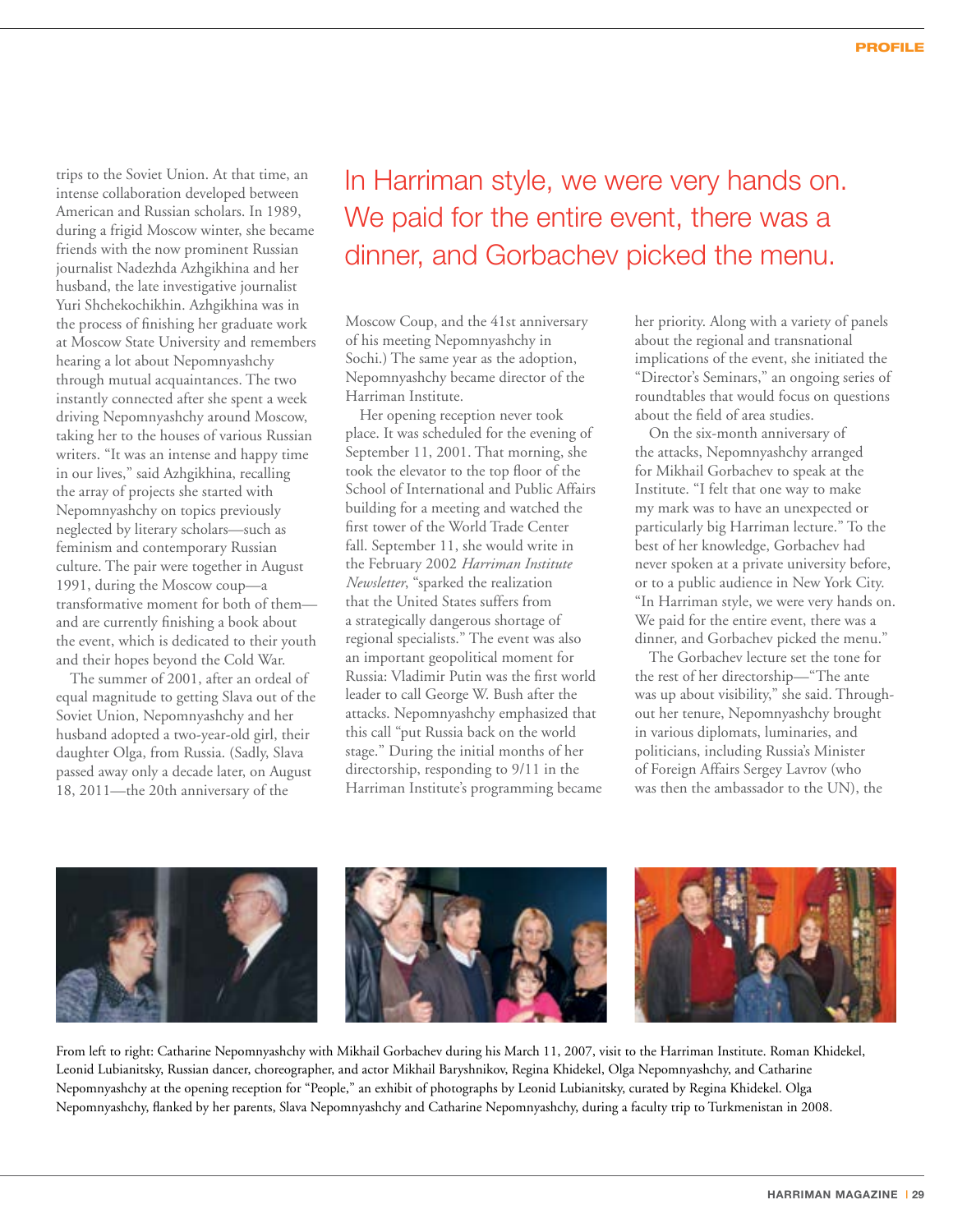trips to the Soviet Union. At that time, an intense collaboration developed between American and Russian scholars. In 1989, during a frigid Moscow winter, she became friends with the now prominent Russian journalist Nadezhda Azhgikhina and her husband, the late investigative journalist Yuri Shchekochikhin. Azhgikhina was in the process of finishing her graduate work at Moscow State University and remembers hearing a lot about Nepomnyashchy through mutual acquaintances. The two instantly connected after she spent a week driving Nepomnyashchy around Moscow, taking her to the houses of various Russian writers. "It was an intense and happy time in our lives," said Azhgikhina, recalling the array of projects she started with Nepomnyashchy on topics previously neglected by literary scholars—such as feminism and contemporary Russian culture. The pair were together in August 1991, during the Moscow coup—a transformative moment for both of them—and are currently finishing a book about the event, which is dedicated to their youth and their hopes beyond the Cold War.

The summer of 2001, after an ordeal of equal magnitude to getting Slava out of the Soviet Union, Nepomnyashchy and her husband adopted a two-year-old girl, their daughter Olga, from Russia. (Sadly, Slava passed away only a decade later, on August 18, 2011—the 20th anniversary of the Moscow Coup, and the 41st anniversary of his meeting Nepomnyashchy in Sochi.) The same year as the adoption, Nepomnyashchy became director of the Harriman Institute.

> In Harriman style, we were very hands on. We paid for the entire event, there was a dinner, and Gorbachev picked the menu.

Her opening reception never took place. It was scheduled for the evening of September 11, 2001. That morning, she took the elevator to the top floor of the School of International and Public Affairs building for a meeting and watched the first tower of the World Trade Center fall. September 11, she would write in the February 2002 *Harriman Institute Newsletter*, "sparked the realization that the United States suffers from a strategically dangerous shortage of regional specialists." The event was also an important geopolitical moment for Russia: Vladimir Putin was the first world leader to call George W. Bush after the attacks. Nepomnyashchy emphasized that this call "put Russia back on the world stage." During the initial months of her directorship, responding to 9/11 in the Harriman Institute's programming became her priority. Along with a variety of panels about the regional and transnational implications of the event, she initiated the "Director's Seminars," an ongoing series of roundtables that would focus on questions about the field of area studies.

On the six-month anniversary of the attacks, Nepomnyashchy arranged for Mikhail Gorbachev to speak at the Institute. "I felt that one way to make my mark was to have an unexpected or particularly big Harriman lecture." To the best of her knowledge, Gorbachev had never spoken at a private university before, or to a public audience in New York City. "In Harriman style, we were very hands on. We paid for the entire event, there was a dinner, and Gorbachev picked the menu."

The Gorbachev lecture set the tone for the rest of her directorship—"The ante was up about visibility," she said. Throughout her tenure, Nepomnyashchy brought in various diplomats, luminaries, and politicians, including Russia's Minister of Foreign Affairs Sergey Lavrov (who was then the ambassador to the UN), the

From left to right: Catharine Nepomnyashchy with Mikhail Gorbachev during his March 11, 2007, visit to the Harriman Institute. Roman Khidekel, Leonid Lubianitsky, Russian dancer, choreographer, and actor Mikhail Baryshnikov, Regina Khidekel, Olga Nepomnyashchy, and Catharine Nepomnyashchy at the opening reception for "People," an exhibit of photographs by Leonid Lubianitsky, curated by Regina Khidekel. Olga Nepomnyashchy, flanked by her parents, Slava Nepomnyashchy and Catharine Nepomnyashchy, during a faculty trip to Turkmenistan in 2008.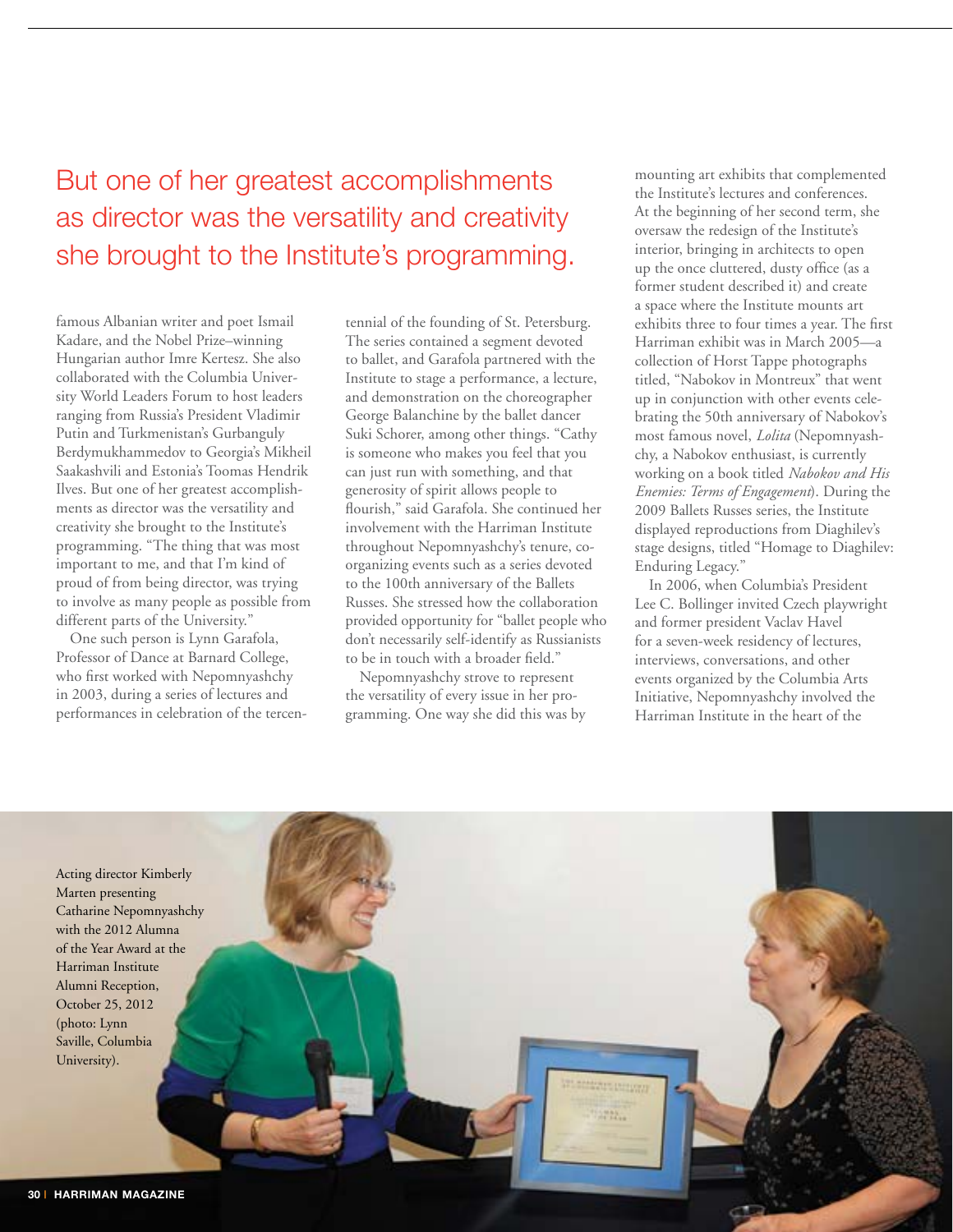> But one of her greatest accomplishments as director was the versatility and creativity she brought to the Institute's programming.

famous Albanian writer and poet Ismail Kadare, and the Nobel Prize–winning Hungarian author Imre Kertesz. She also collaborated with the Columbia University World Leaders Forum to host leaders ranging from Russia's President Vladimir Putin and Turkmenistan's Gurbanguly Berdymukhammedov to Georgia's Mikheil Saakashvili and Estonia's Toomas Hendrik Ilves. But one of her greatest accomplishments as director was the versatility and creativity she brought to the Institute's programming. "The thing that was most important to me, and that I'm kind of proud of from being director, was trying to involve as many people as possible from different parts of the University."

One such person is Lynn Garafola, Professor of Dance at Barnard College, who first worked with Nepomnyashchy in 2003, during a series of lectures and performances in celebration of the tercentennial of the founding of St. Petersburg. The series contained a segment devoted to ballet, and Garafola partnered with the Institute to stage a performance, a lecture, and demonstration on the choreographer George Balanchine by the ballet dancer Suki Schorer, among other things. "Cathy is someone who makes you feel that you can just run with something, and that generosity of spirit allows people to flourish," said Garafola. She continued her involvement with the Harriman Institute throughout Nepomnyashchy's tenure, co-organizing events such as a series devoted to the 100th anniversary of the Ballets Russes. She stressed how the collaboration provided opportunity for "ballet people who don't necessarily self-identify as Russianists to be in touch with a broader field."

Nepomnyashchy strove to represent the versatility of every issue in her programming. One way she did this was by mounting art exhibits that complemented the Institute's lectures and conferences. At the beginning of her second term, she oversaw the redesign of the Institute's interior, bringing in architects to open up the once cluttered, dusty office (as a former student described it) and create a space where the Institute mounts art exhibits three to four times a year. The first Harriman exhibit was in March 2005—a collection of Horst Tappe photographs titled, "Nabokov in Montreux" that went up in conjunction with other events celebrating the 50th anniversary of Nabokov's most famous novel, *Lolita* (Nepomnyashchy, a Nabokov enthusiast, is currently working on a book titled *Nabokov and His Enemies: Terms of Engagement*). During the 2009 Ballets Russes series, the Institute displayed reproductions from Diaghilev's stage designs, titled "Homage to Diaghilev: Enduring Legacy."

In 2006, when Columbia's President Lee C. Bollinger invited Czech playwright and former president Vaclav Havel for a seven-week residency of lectures, interviews, conversations, and other events organized by the Columbia Arts Initiative, Nepomnyashchy involved the Harriman Institute in the heart of the

Acting director Kimberly Marten presenting Catharine Nepomnyashchy with the 2012 Alumna of the Year Award at the Harriman Institute Alumni Reception, October 25, 2012 (photo: Lynn Saville, Columbia University).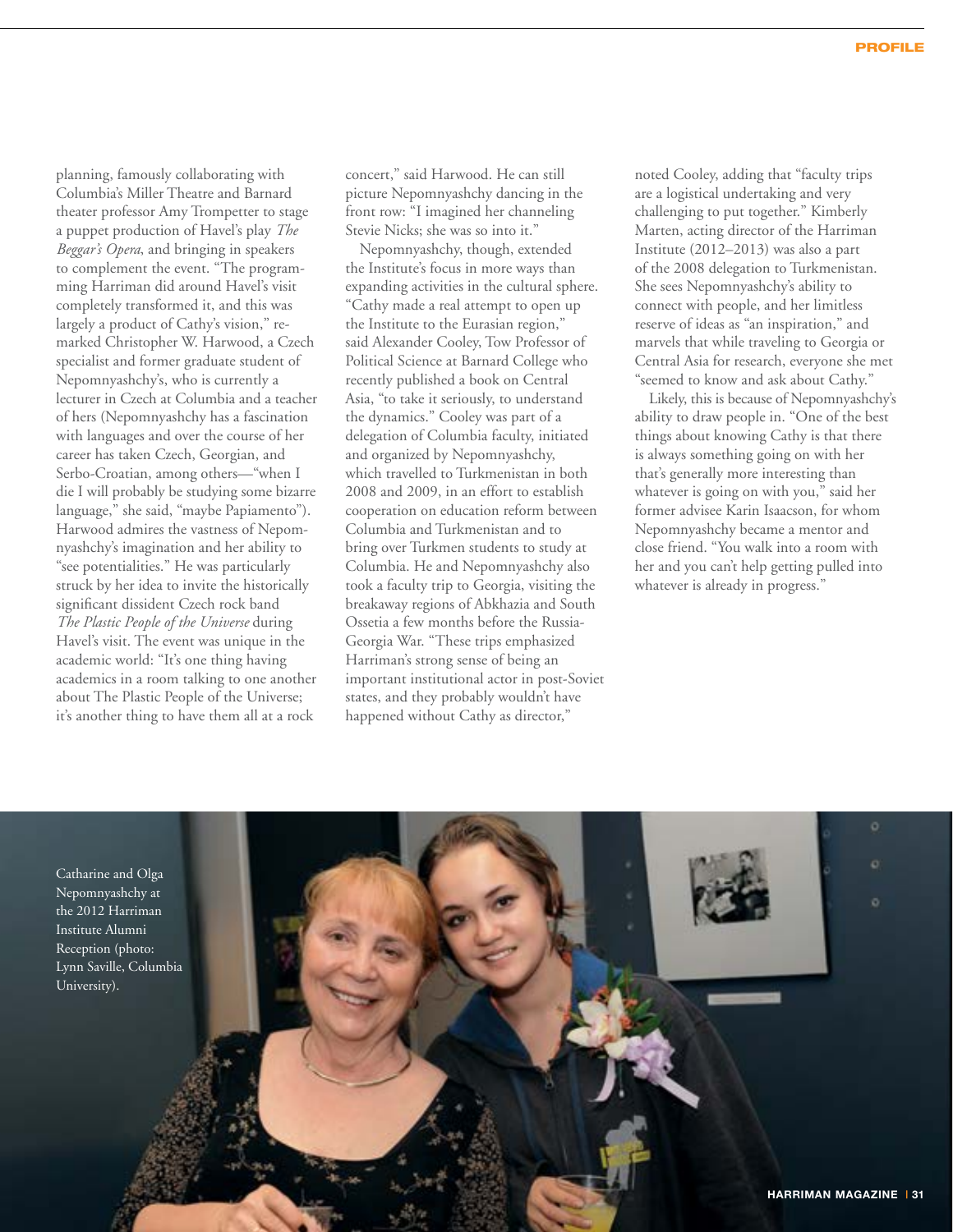planning, famously collaborating with Columbia's Miller Theatre and Barnard theater professor Amy Trompetter to stage a puppet production of Havel's play *The Beggar's Opera*, and bringing in speakers to complement the event. "The programming Harriman did around Havel's visit completely transformed it, and this was largely a product of Cathy's vision," remarked Christopher W. Harwood, a Czech specialist and former graduate student of Nepomnyashchy's, who is currently a lecturer in Czech at Columbia and a teacher of hers (Nepomnyashchy has a fascination with languages and over the course of her career has taken Czech, Georgian, and Serbo-Croatian, among others—"when I die I will probably be studying some bizarre language," she said, "maybe Papiamento"). Harwood admires the vastness of Nepomnyashchy's imagination and her ability to "see potentialities." He was particularly struck by her idea to invite the historically significant dissident Czech rock band *The Plastic People of the Universe* during Havel's visit. The event was unique in the academic world: "It's one thing having academics in a room talking to one another about The Plastic People of the Universe; it's another thing to have them all at a rock concert," said Harwood. He can still picture Nepomnyashchy dancing in the front row: "I imagined her channeling Stevie Nicks; she was so into it."

Nepomnyashchy, though, extended the Institute's focus in more ways than expanding activities in the cultural sphere. "Cathy made a real attempt to open up the Institute to the Eurasian region," said Alexander Cooley, Tow Professor of Political Science at Barnard College who recently published a book on Central Asia, "to take it seriously, to understand the dynamics." Cooley was part of a delegation of Columbia faculty, initiated and organized by Nepomnyashchy, which travelled to Turkmenistan in both 2008 and 2009, in an effort to establish cooperation on education reform between Columbia and Turkmenistan and to bring over Turkmen students to study at Columbia. He and Nepomnyashchy also took a faculty trip to Georgia, visiting the breakaway regions of Abkhazia and South Ossetia a few months before the Russia-Georgia War. "These trips emphasized Harriman's strong sense of being an important institutional actor in post-Soviet states, and they probably wouldn't have happened without Cathy as director," noted Cooley, adding that "faculty trips are a logistical undertaking and very challenging to put together." Kimberly Marten, acting director of the Harriman Institute (2012–2013) was also a part of the 2008 delegation to Turkmenistan. She sees Nepomnyashchy's ability to connect with people, and her limitless reserve of ideas as "an inspiration," and marvels that while traveling to Georgia or Central Asia for research, everyone she met "seemed to know and ask about Cathy."

Likely, this is because of Nepomnyashchy's ability to draw people in. "One of the best things about knowing Cathy is that there is always something going on with her that's generally more interesting than whatever is going on with you," said her former advisee Karin Isaacson, for whom Nepomnyashchy became a mentor and close friend. "You walk into a room with her and you can't help getting pulled into whatever is already in progress."

Catharine and Olga Nepomnyashchy at the 2012 Harriman Institute Alumni Reception (photo: Lynn Saville, Columbia University).